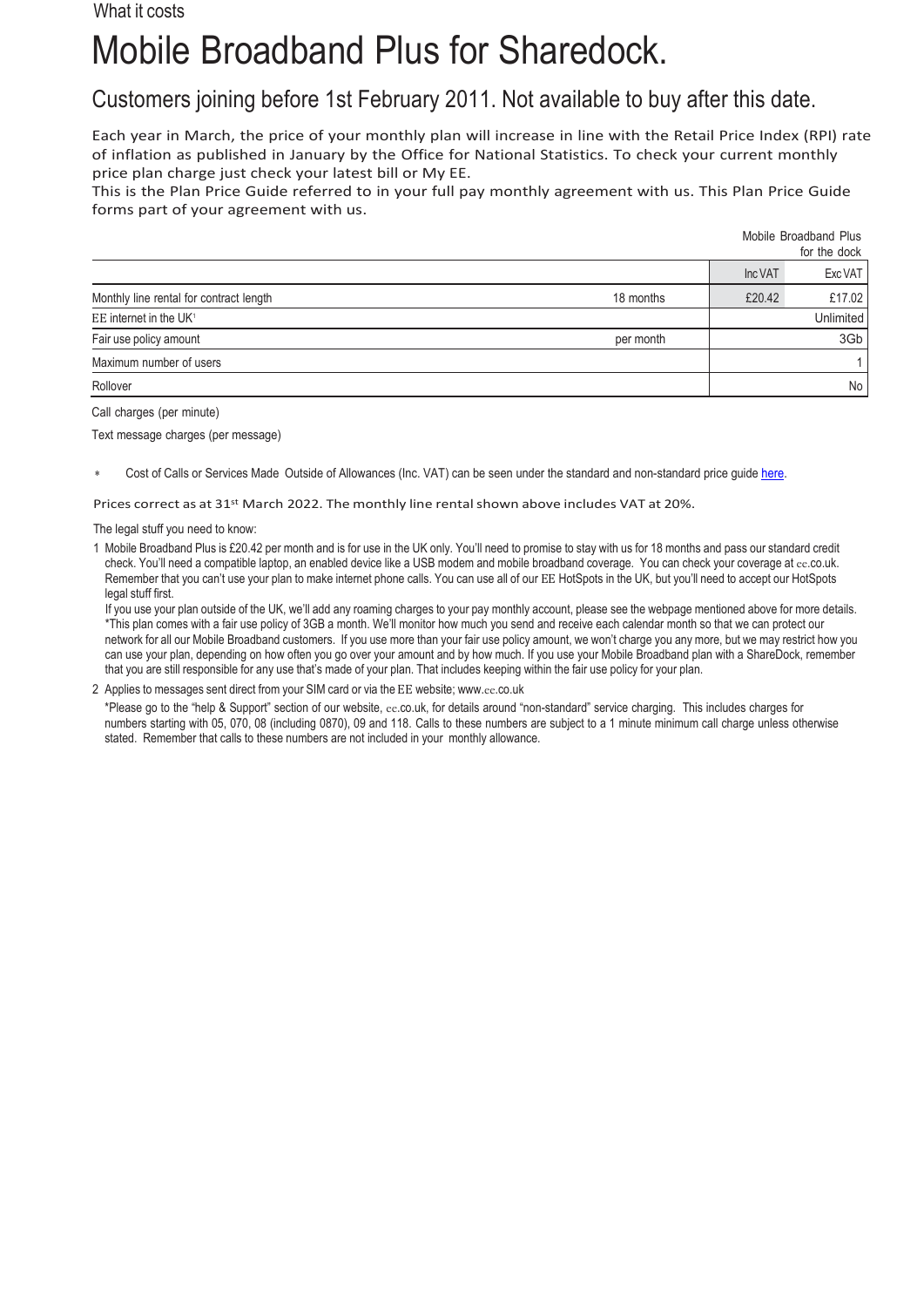What it costs

# Mobile Broadband Plus for Sharedock.

## Customers joining before 1st February 2011. Not available to buy after this date.

Each year in March, the price of your monthly plan will increase in line with the Retail Price Index (RPI) rate of inflation as published in January by the Office for National Statistics. To check your current monthly price plan charge just check your latest bill or My EE.
This is the Plan Price Guide referred to in your full pay monthly agreement with us. This Plan Price Guide forms part of your agreement with us.

| | | Mobile Broadband Plus for the dock | |
|---|---|---|---|
| | | Inc VAT | Exc VAT |
| Monthly line rental for contract length | 18 months | £20.42 | £17.02 |
| EE internet in the UK[1] | | | Unlimited |
| Fair use policy amount | per month | | 3Gb |
| Maximum number of users | | | 1 |
| Rollover | | | No |

Call charges (per minute)

Text message charges (per message)

\* Cost of Calls or Services Made Outside of Allowances (Inc. VAT) can be seen under the standard and non-standard price guide here.

Prices correct as at 31st March 2022. The monthly line rental shown above includes VAT at 20%.

The legal stuff you need to know:

1 Mobile Broadband Plus is £20.42 per month and is for use in the UK only. You'll need to promise to stay with us for 18 months and pass our standard credit check. You'll need a compatible laptop, an enabled device like a USB modem and mobile broadband coverage. You can check your coverage at ee.co.uk. Remember that you can't use your plan to make internet phone calls. You can use all of our EE HotSpots in the UK, but you'll need to accept our HotSpots legal stuff first.
If you use your plan outside of the UK, we'll add any roaming charges to your pay monthly account, please see the webpage mentioned above for more details. *This plan comes with a fair use policy of 3GB a month. We'll monitor how much you send and receive each calendar month so that we can protect our network for all our Mobile Broadband customers. If you use more than your fair use policy amount, we won't charge you any more, but we may restrict how you can use your plan, depending on how often you go over your amount and by how much. If you use your Mobile Broadband plan with a ShareDock, remember that you are still responsible for any use that's made of your plan. That includes keeping within the fair use policy for your plan.

2 Applies to messages sent direct from your SIM card or via the EE website; www.ee.co.uk
*Please go to the "help & Support" section of our website, ee.co.uk, for details around "non-standard" service charging. This includes charges for numbers starting with 05, 070, 08 (including 0870), 09 and 118. Calls to these numbers are subject to a 1 minute minimum call charge unless otherwise stated. Remember that calls to these numbers are not included in your monthly allowance.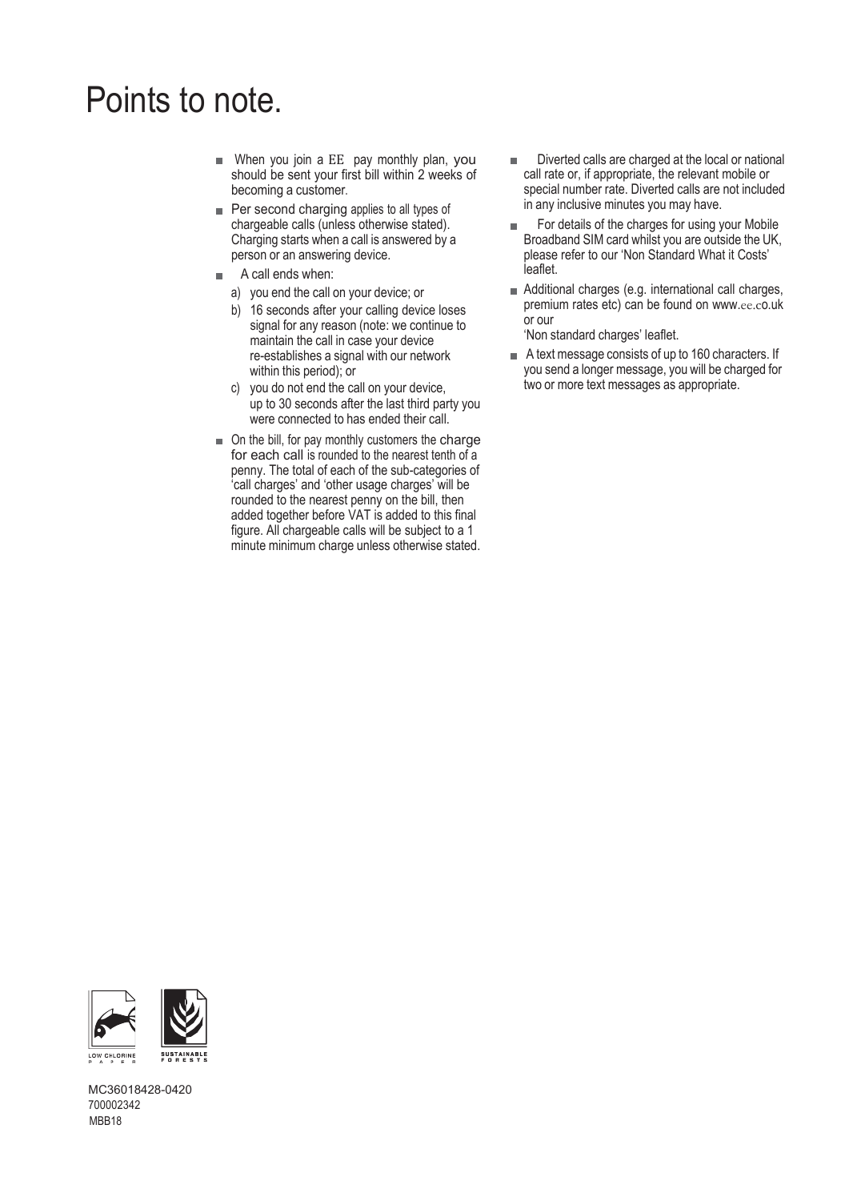# Points to note.

- When you join a EE pay monthly plan, you should be sent your first bill within 2 weeks of becoming a customer.
- Per second charging applies to all types of chargeable calls (unless otherwise stated). Charging starts when a call is answered by a person or an answering device.
- A call ends when:
  - a) you end the call on your device; or
  - b) 16 seconds after your calling device loses signal for any reason (note: we continue to maintain the call in case your device re-establishes a signal with our network within this period); or
  - c) you do not end the call on your device, up to 30 seconds after the last third party you were connected to has ended their call.
- On the bill, for pay monthly customers the charge for each call is rounded to the nearest tenth of a penny. The total of each of the sub-categories of 'call charges' and 'other usage charges' will be rounded to the nearest penny on the bill, then added together before VAT is added to this final figure. All chargeable calls will be subject to a 1 minute minimum charge unless otherwise stated.
- Diverted calls are charged at the local or national call rate or, if appropriate, the relevant mobile or special number rate. Diverted calls are not included in any inclusive minutes you may have.
- For details of the charges for using your Mobile Broadband SIM card whilst you are outside the UK, please refer to our 'Non Standard What it Costs' leaflet.
- Additional charges (e.g. international call charges, premium rates etc) can be found on www.ee.co.uk or our 'Non standard charges' leaflet.
- A text message consists of up to 160 characters. If you send a longer message, you will be charged for two or more text messages as appropriate.

LOW CHLORINE PAPER

SUSTAINABLE FORESTS

MC36018428-0420
700002342
MBB18